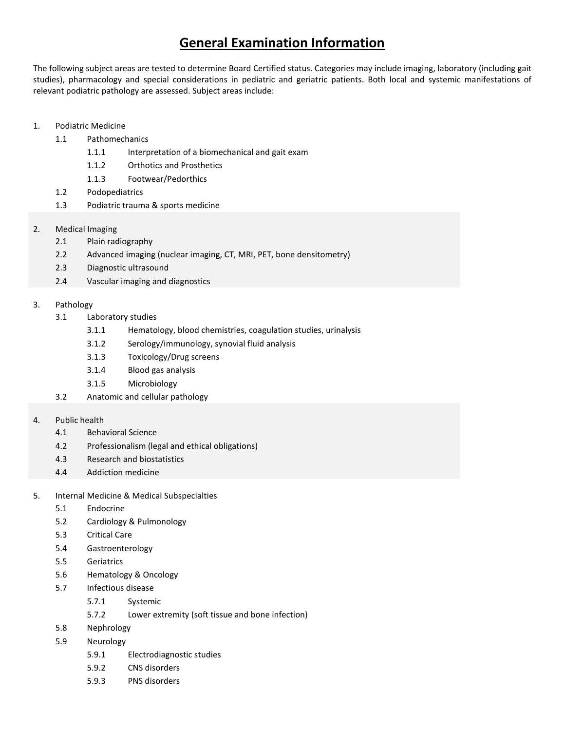# General Examination Information

The following subject areas are tested to determine Board Certified status. Categories may include imaging, laboratory (including gait studies), pharmacology and special considerations in pediatric and geriatric patients. Both local and systemic manifestations of relevant podiatric pathology are assessed. Subject areas include:

1. Podiatric Medicine
    - 1.1 Pathomechanics
        - 1.1.1 Interpretation of a biomechanical and gait exam
        - 1.1.2 Orthotics and Prosthetics
        - 1.1.3 Footwear/Pedorthics
    - 1.2 Podopediatrics
    - 1.3 Podiatric trauma & sports medicine

2. Medical Imaging
    - 2.1 Plain radiography
    - 2.2 Advanced imaging (nuclear imaging, CT, MRI, PET, bone densitometry)
    - 2.3 Diagnostic ultrasound
    - 2.4 Vascular imaging and diagnostics

3. Pathology
    - 3.1 Laboratory studies
        - 3.1.1 Hematology, blood chemistries, coagulation studies, urinalysis
        - 3.1.2 Serology/immunology, synovial fluid analysis
        - 3.1.3 Toxicology/Drug screens
        - 3.1.4 Blood gas analysis
        - 3.1.5 Microbiology
    - 3.2 Anatomic and cellular pathology

4. Public health
    - 4.1 Behavioral Science
    - 4.2 Professionalism (legal and ethical obligations)
    - 4.3 Research and biostatistics
    - 4.4 Addiction medicine

5. Internal Medicine & Medical Subspecialties
    - 5.1 Endocrine
    - 5.2 Cardiology & Pulmonology
    - 5.3 Critical Care
    - 5.4 Gastroenterology
    - 5.5 Geriatrics
    - 5.6 Hematology & Oncology
    - 5.7 Infectious disease
        - 5.7.1 Systemic
        - 5.7.2 Lower extremity (soft tissue and bone infection)
    - 5.8 Nephrology
    - 5.9 Neurology
        - 5.9.1 Electrodiagnostic studies
        - 5.9.2 CNS disorders
        - 5.9.3 PNS disorders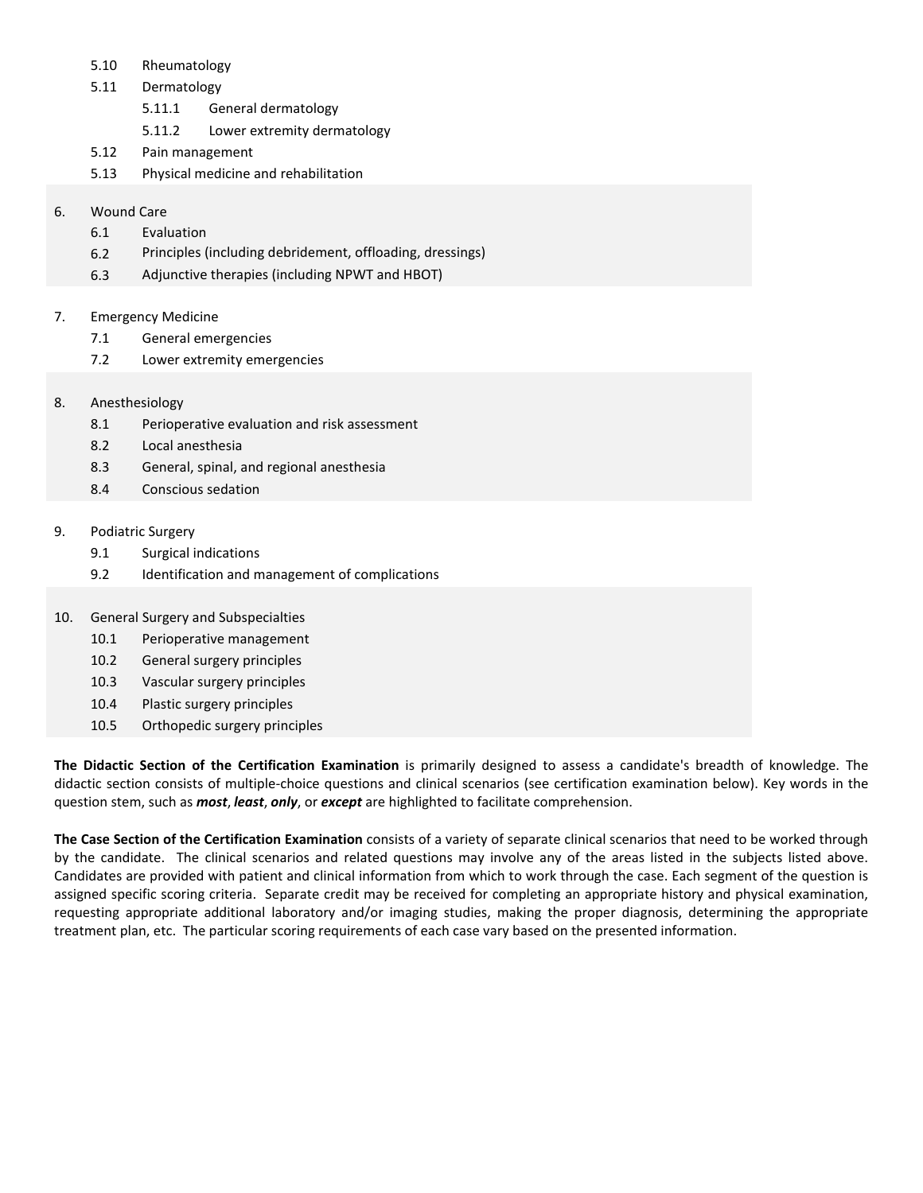- 5.10 Rheumatology
- 5.11 Dermatology
  - 5.11.1 General dermatology
  - 5.11.2 Lower extremity dermatology
- 5.12 Pain management
- 5.13 Physical medicine and rehabilitation

6. Wound Care
   - 6.1 Evaluation
   - 6.2 Principles (including debridement, offloading, dressings)
   - 6.3 Adjunctive therapies (including NPWT and HBOT)

7. Emergency Medicine
   - 7.1 General emergencies
   - 7.2 Lower extremity emergencies

8. Anesthesiology
   - 8.1 Perioperative evaluation and risk assessment
   - 8.2 Local anesthesia
   - 8.3 General, spinal, and regional anesthesia
   - 8.4 Conscious sedation

9. Podiatric Surgery
   - 9.1 Surgical indications
   - 9.2 Identification and management of complications

10. General Surgery and Subspecialties
    - 10.1 Perioperative management
    - 10.2 General surgery principles
    - 10.3 Vascular surgery principles
    - 10.4 Plastic surgery principles
    - 10.5 Orthopedic surgery principles

**The Didactic Section of the Certification Examination** is primarily designed to assess a candidate's breadth of knowledge. The didactic section consists of multiple-choice questions and clinical scenarios (see certification examination below). Key words in the question stem, such as ***most***, ***least***, ***only***, or ***except*** are highlighted to facilitate comprehension.

**The Case Section of the Certification Examination** consists of a variety of separate clinical scenarios that need to be worked through by the candidate. The clinical scenarios and related questions may involve any of the areas listed in the subjects listed above. Candidates are provided with patient and clinical information from which to work through the case. Each segment of the question is assigned specific scoring criteria. Separate credit may be received for completing an appropriate history and physical examination, requesting appropriate additional laboratory and/or imaging studies, making the proper diagnosis, determining the appropriate treatment plan, etc. The particular scoring requirements of each case vary based on the presented information.